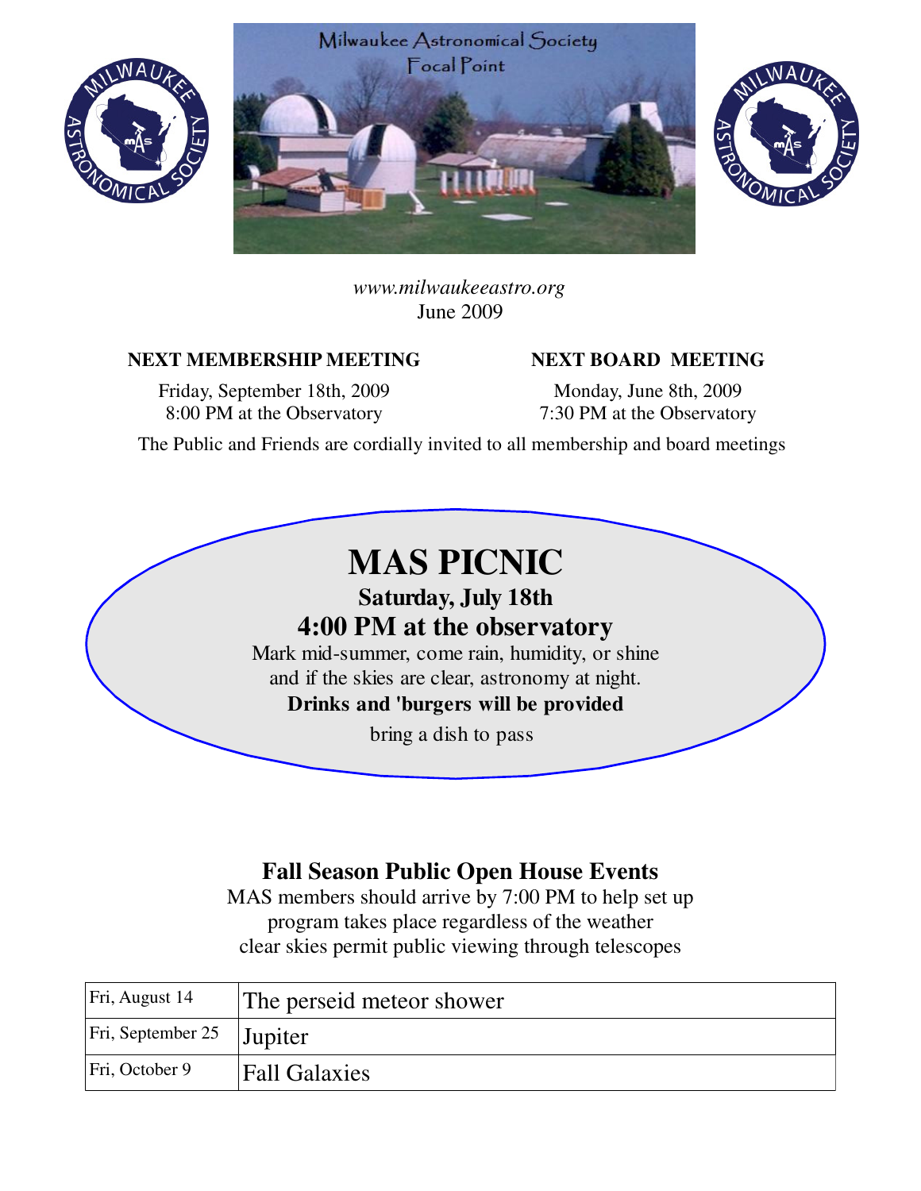# Milwaukee Astronomical Society Focal Point

*www.milwaukeeastro.org*
June 2009

**NEXT MEMBERSHIP MEETING**

Friday, September 18th, 2009
8:00 PM at the Observatory

**NEXT BOARD MEETING**

Monday, June 8th, 2009
7:30 PM at the Observatory

The Public and Friends are cordially invited to all membership and board meetings

## MAS PICNIC

**Saturday, July 18th**

**4:00 PM at the observatory**

Mark mid-summer, come rain, humidity, or shine
and if the skies are clear, astronomy at night.

**Drinks and 'burgers will be provided**

bring a dish to pass

## Fall Season Public Open House Events

MAS members should arrive by 7:00 PM to help set up
program takes place regardless of the weather
clear skies permit public viewing through telescopes

| | |
|---|---|
| Fri, August 14 | The perseid meteor shower |
| Fri, September 25 | Jupiter |
| Fri, October 9 | Fall Galaxies |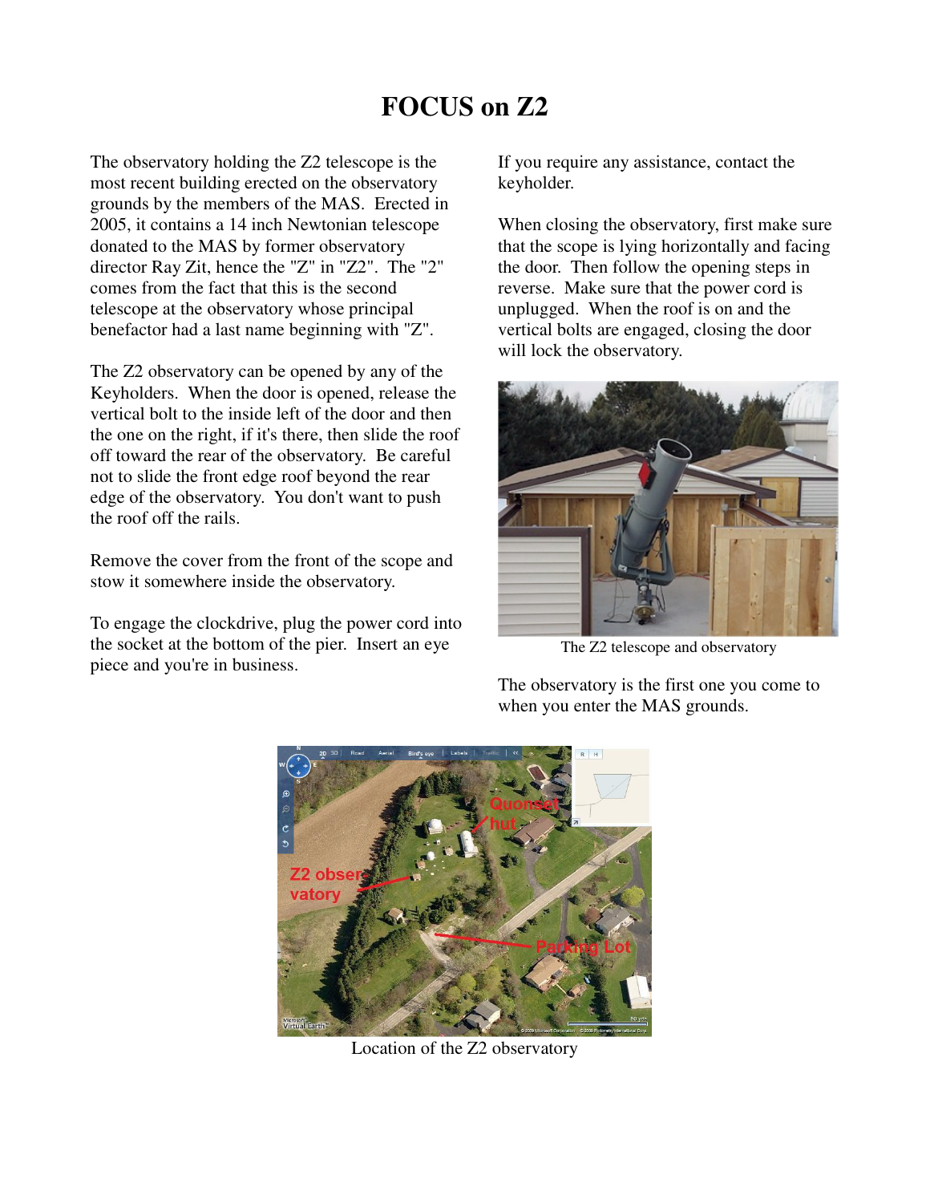# FOCUS on Z2

The observatory holding the Z2 telescope is the most recent building erected on the observatory grounds by the members of the MAS. Erected in 2005, it contains a 14 inch Newtonian telescope donated to the MAS by former observatory director Ray Zit, hence the "Z" in "Z2". The "2" comes from the fact that this is the second telescope at the observatory whose principal benefactor had a last name beginning with "Z".

The Z2 observatory can be opened by any of the Keyholders. When the door is opened, release the vertical bolt to the inside left of the door and then the one on the right, if it's there, then slide the roof off toward the rear of the observatory. Be careful not to slide the front edge roof beyond the rear edge of the observatory. You don't want to push the roof off the rails.

Remove the cover from the front of the scope and stow it somewhere inside the observatory.

To engage the clockdrive, plug the power cord into the socket at the bottom of the pier. Insert an eye piece and you're in business.

If you require any assistance, contact the keyholder.

When closing the observatory, first make sure that the scope is lying horizontally and facing the door. Then follow the opening steps in reverse. Make sure that the power cord is unplugged. When the roof is on and the vertical bolts are engaged, closing the door will lock the observatory.

The Z2 telescope and observatory

The observatory is the first one you come to when you enter the MAS grounds.

Location of the Z2 observatory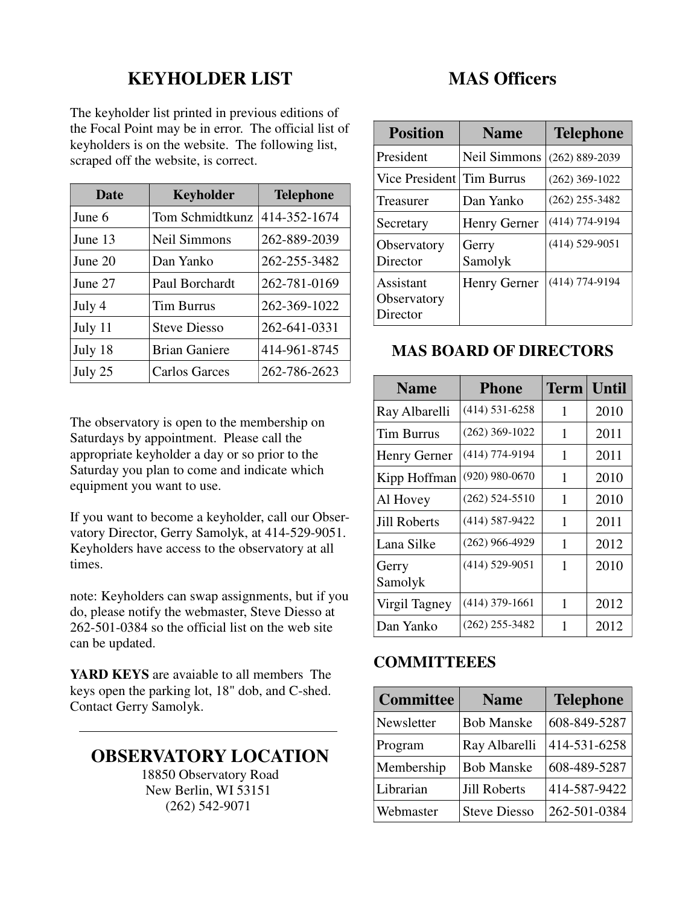## KEYHOLDER LIST

The keyholder list printed in previous editions of the Focal Point may be in error. The official list of keyholders is on the website. The following list, scraped off the website, is correct.

| Date | Keyholder | Telephone |
|---|---|---|
| June 6 | Tom Schmidtkunz | 414-352-1674 |
| June 13 | Neil Simmons | 262-889-2039 |
| June 20 | Dan Yanko | 262-255-3482 |
| June 27 | Paul Borchardt | 262-781-0169 |
| July 4 | Tim Burrus | 262-369-1022 |
| July 11 | Steve Diesso | 262-641-0331 |
| July 18 | Brian Ganiere | 414-961-8745 |
| July 25 | Carlos Garces | 262-786-2623 |

The observatory is open to the membership on Saturdays by appointment. Please call the appropriate keyholder a day or so prior to the Saturday you plan to come and indicate which equipment you want to use.

If you want to become a keyholder, call our Observatory Director, Gerry Samolyk, at 414-529-9051. Keyholders have access to the observatory at all times.

note: Keyholders can swap assignments, but if you do, please notify the webmaster, Steve Diesso at 262-501-0384 so the official list on the web site can be updated.

**YARD KEYS** are avaiable to all members The keys open the parking lot, 18" dob, and C-shed. Contact Gerry Samolyk.

## OBSERVATORY LOCATION

18850 Observatory Road
New Berlin, WI 53151
(262) 542-9071

## MAS Officers

| Position | Name | Telephone |
|---|---|---|
| President | Neil Simmons | (262) 889-2039 |
| Vice President | Tim Burrus | (262) 369-1022 |
| Treasurer | Dan Yanko | (262) 255-3482 |
| Secretary | Henry Gerner | (414) 774-9194 |
| Observatory Director | Gerry Samolyk | (414) 529-9051 |
| Assistant Observatory Director | Henry Gerner | (414) 774-9194 |

### MAS BOARD OF DIRECTORS

| Name | Phone | Term | Until |
|---|---|---|---|
| Ray Albarelli | (414) 531-6258 | 1 | 2010 |
| Tim Burrus | (262) 369-1022 | 1 | 2011 |
| Henry Gerner | (414) 774-9194 | 1 | 2011 |
| Kipp Hoffman | (920) 980-0670 | 1 | 2010 |
| Al Hovey | (262) 524-5510 | 1 | 2010 |
| Jill Roberts | (414) 587-9422 | 1 | 2011 |
| Lana Silke | (262) 966-4929 | 1 | 2012 |
| Gerry Samolyk | (414) 529-9051 | 1 | 2010 |
| Virgil Tagney | (414) 379-1661 | 1 | 2012 |
| Dan Yanko | (262) 255-3482 | 1 | 2012 |

### COMMITTEEES

| Committee | Name | Telephone |
|---|---|---|
| Newsletter | Bob Manske | 608-849-5287 |
| Program | Ray Albarelli | 414-531-6258 |
| Membership | Bob Manske | 608-489-5287 |
| Librarian | Jill Roberts | 414-587-9422 |
| Webmaster | Steve Diesso | 262-501-0384 |